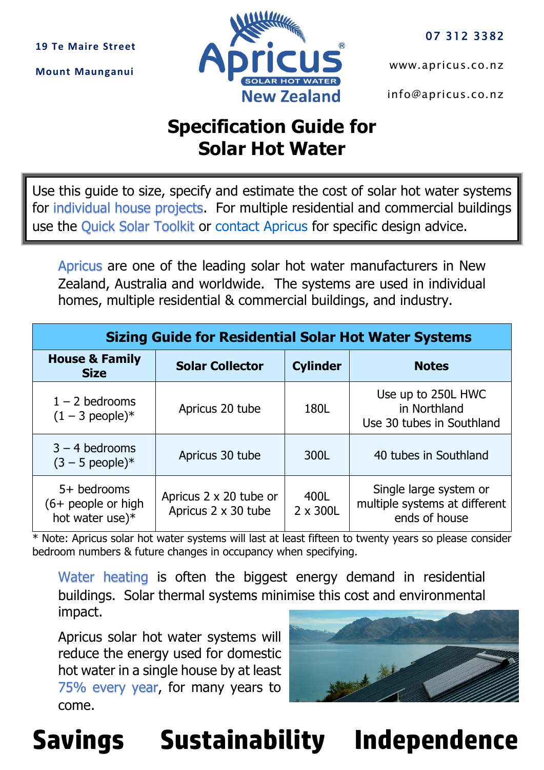19 Te Maire Street

Mount Maunganui

Apricus® SOLAR HOT WATER New Zealand

07 312 3382

www.apricus.co.nz

info@apricus.co.nz

# Specification Guide for Solar Hot Water

Use this guide to size, specify and estimate the cost of solar hot water systems for individual house projects. For multiple residential and commercial buildings use the Quick Solar Toolkit or contact Apricus for specific design advice.

Apricus are one of the leading solar hot water manufacturers in New Zealand, Australia and worldwide. The systems are used in individual homes, multiple residential & commercial buildings, and industry.

| Sizing Guide for Residential Solar Hot Water Systems | | | |
|---|---|---|---|
| **House & Family Size** | **Solar Collector** | **Cylinder** | **Notes** |
| 1 – 2 bedrooms (1 – 3 people)* | Apricus 20 tube | 180L | Use up to 250L HWC in Northland Use 30 tubes in Southland |
| 3 – 4 bedrooms (3 – 5 people)* | Apricus 30 tube | 300L | 40 tubes in Southland |
| 5+ bedrooms (6+ people or high hot water use)* | Apricus 2 x 20 tube or Apricus 2 x 30 tube | 400L 2 x 300L | Single large system or multiple systems at different ends of house |

* Note: Apricus solar hot water systems will last at least fifteen to twenty years so please consider bedroom numbers & future changes in occupancy when specifying.

Water heating is often the biggest energy demand in residential buildings. Solar thermal systems minimise this cost and environmental impact.

Apricus solar hot water systems will reduce the energy used for domestic hot water in a single house by at least 75% every year, for many years to come.

# Savings Sustainability Independence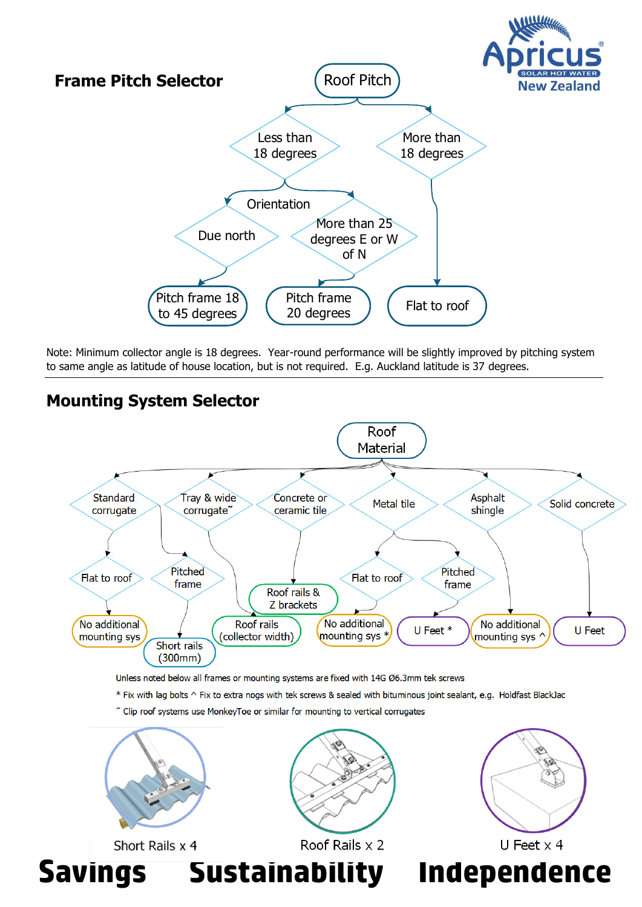## Frame Pitch Selector

- **Roof Pitch**
  - **Less than 18 degrees** → Orientation
    - **Due north** → Pitch frame 18 to 45 degrees
    - **More than 25 degrees E or W of N** → Pitch frame 20 degrees
  - **More than 18 degrees** → Flat to roof

Note: Minimum collector angle is 18 degrees. Year-round performance will be slightly improved by pitching system to same angle as latitude of house location, but is not required. E.g. Auckland latitude is 37 degrees.

---

## Mounting System Selector

- **Roof Material**
  - **Standard corrugate**
    - Flat to roof → No additional mounting sys
    - Pitched frame → Short rails (300mm)
  - **Tray & wide corrugate˜** → Roof rails (collector width)
  - **Concrete or ceramic tile** → Roof rails & Z brackets
  - **Metal tile**
    - Flat to roof → No additional mounting sys *
    - Pitched frame → U Feet *
  - **Asphalt shingle** → No additional mounting sys ^
  - **Solid concrete** → U Feet

Unless noted below all frames or mounting systems are fixed with 14G Ø6.3mm tek screws

* Fix with lag bolts ^ Fix to extra nogs with tek screws & sealed with bituminous joint sealant, e.g. Holdfast BlackJac

˜ Clip roof systems use MonkeyToe or similar for mounting to vertical corrugates

Short Rails x 4

Roof Rails x 2

U Feet x 4

**Savings Sustainability Independence**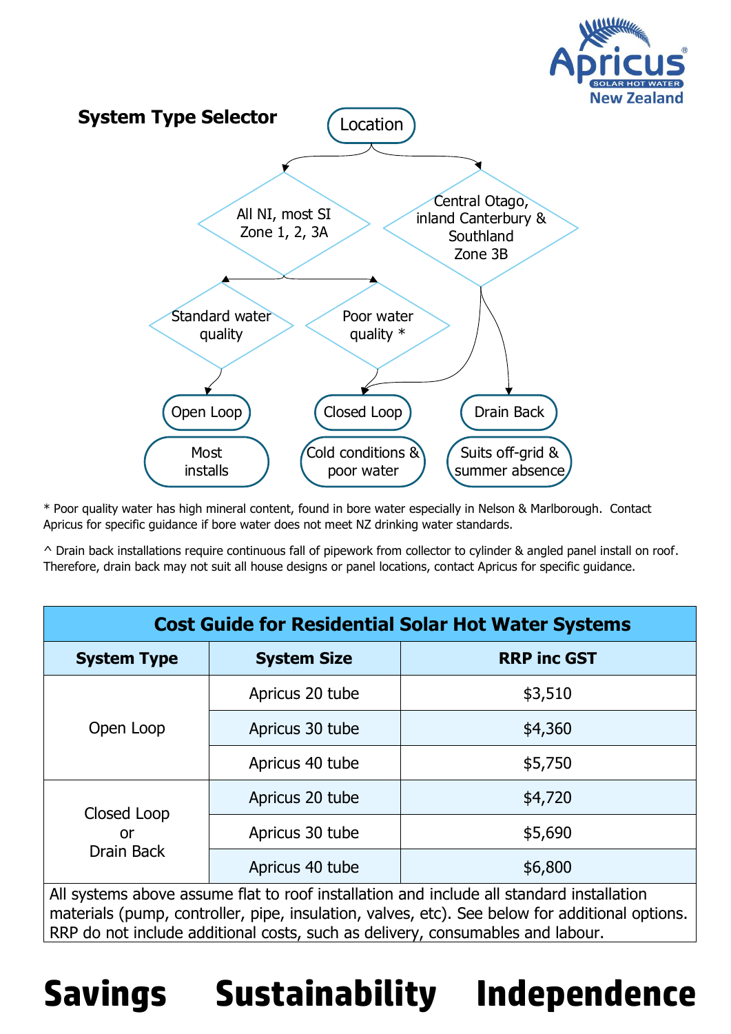## System Type Selector

Location

- All NI, most SI Zone 1, 2, 3A
  - Standard water quality → Open Loop — Most installs
  - Poor water quality * → Closed Loop — Cold conditions & poor water
- Central Otago, inland Canterbury & Southland Zone 3B
  - Closed Loop — Cold conditions & poor water
  - Drain Back — Suits off-grid & summer absence

\* Poor quality water has high mineral content, found in bore water especially in Nelson & Marlborough. Contact Apricus for specific guidance if bore water does not meet NZ drinking water standards.

^ Drain back installations require continuous fall of pipework from collector to cylinder & angled panel install on roof. Therefore, drain back may not suit all house designs or panel locations, contact Apricus for specific guidance.

| Cost Guide for Residential Solar Hot Water Systems | | |
|---|---|---|
| **System Type** | **System Size** | **RRP inc GST** |
| Open Loop | Apricus 20 tube | $3,510 |
| | Apricus 30 tube | $4,360 |
| | Apricus 40 tube | $5,750 |
| Closed Loop or Drain Back | Apricus 20 tube | $4,720 |
| | Apricus 30 tube | $5,690 |
| | Apricus 40 tube | $6,800 |
| All systems above assume flat to roof installation and include all standard installation materials (pump, controller, pipe, insulation, valves, etc). See below for additional options. RRP do not include additional costs, such as delivery, consumables and labour. | | |

# Savings Sustainability Independence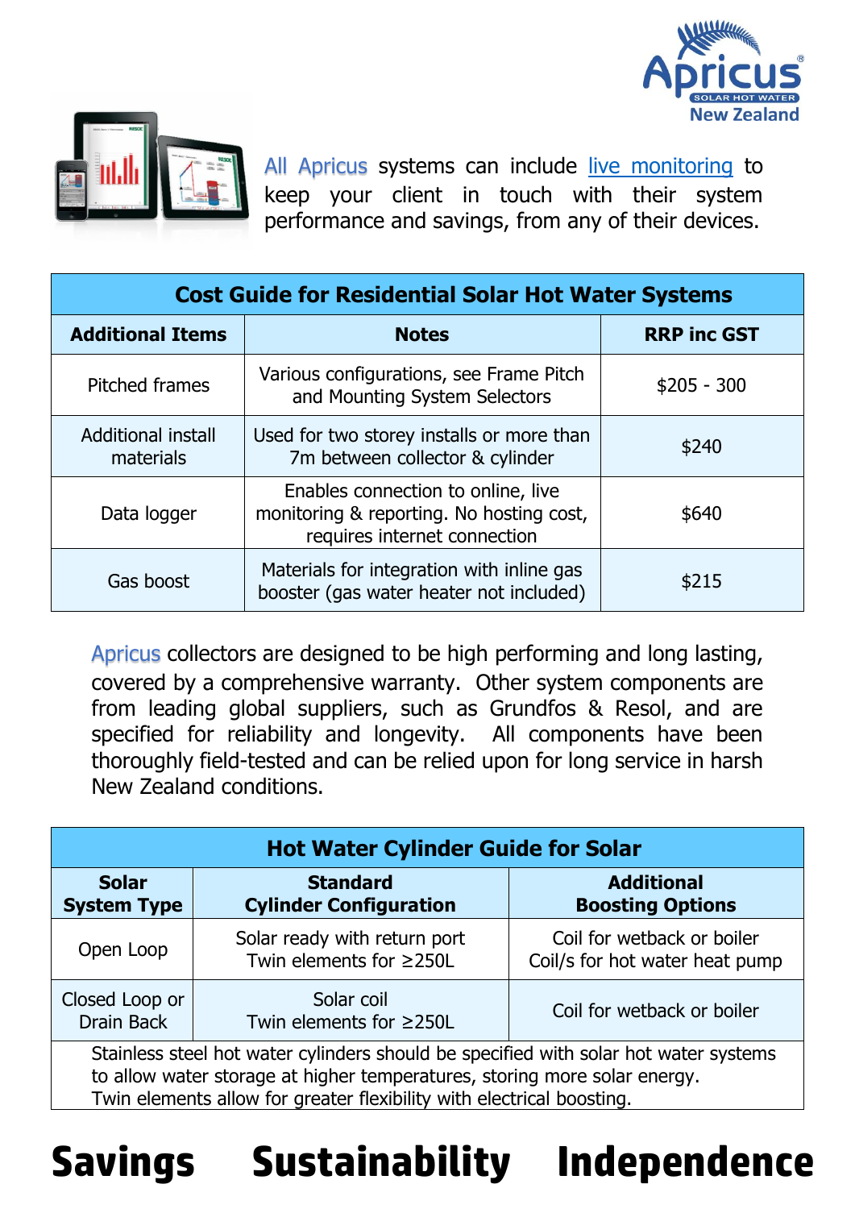All Apricus systems can include live monitoring to keep your client in touch with their system performance and savings, from any of their devices.

| Cost Guide for Residential Solar Hot Water Systems | | |
|---|---|---|
| **Additional Items** | **Notes** | **RRP inc GST** |
| Pitched frames | Various configurations, see Frame Pitch and Mounting System Selectors | $205 - 300 |
| Additional install materials | Used for two storey installs or more than 7m between collector & cylinder | $240 |
| Data logger | Enables connection to online, live monitoring & reporting. No hosting cost, requires internet connection | $640 |
| Gas boost | Materials for integration with inline gas booster (gas water heater not included) | $215 |

Apricus collectors are designed to be high performing and long lasting, covered by a comprehensive warranty. Other system components are from leading global suppliers, such as Grundfos & Resol, and are specified for reliability and longevity. All components have been thoroughly field-tested and can be relied upon for long service in harsh New Zealand conditions.

| Hot Water Cylinder Guide for Solar | | |
|---|---|---|
| **Solar System Type** | **Standard Cylinder Configuration** | **Additional Boosting Options** |
| Open Loop | Solar ready with return port<br>Twin elements for ≥250L | Coil for wetback or boiler<br>Coil/s for hot water heat pump |
| Closed Loop or Drain Back | Solar coil<br>Twin elements for ≥250L | Coil for wetback or boiler |
| Stainless steel hot water cylinders should be specified with solar hot water systems to allow water storage at higher temperatures, storing more solar energy. Twin elements allow for greater flexibility with electrical boosting. | | |

# Savings Sustainability Independence